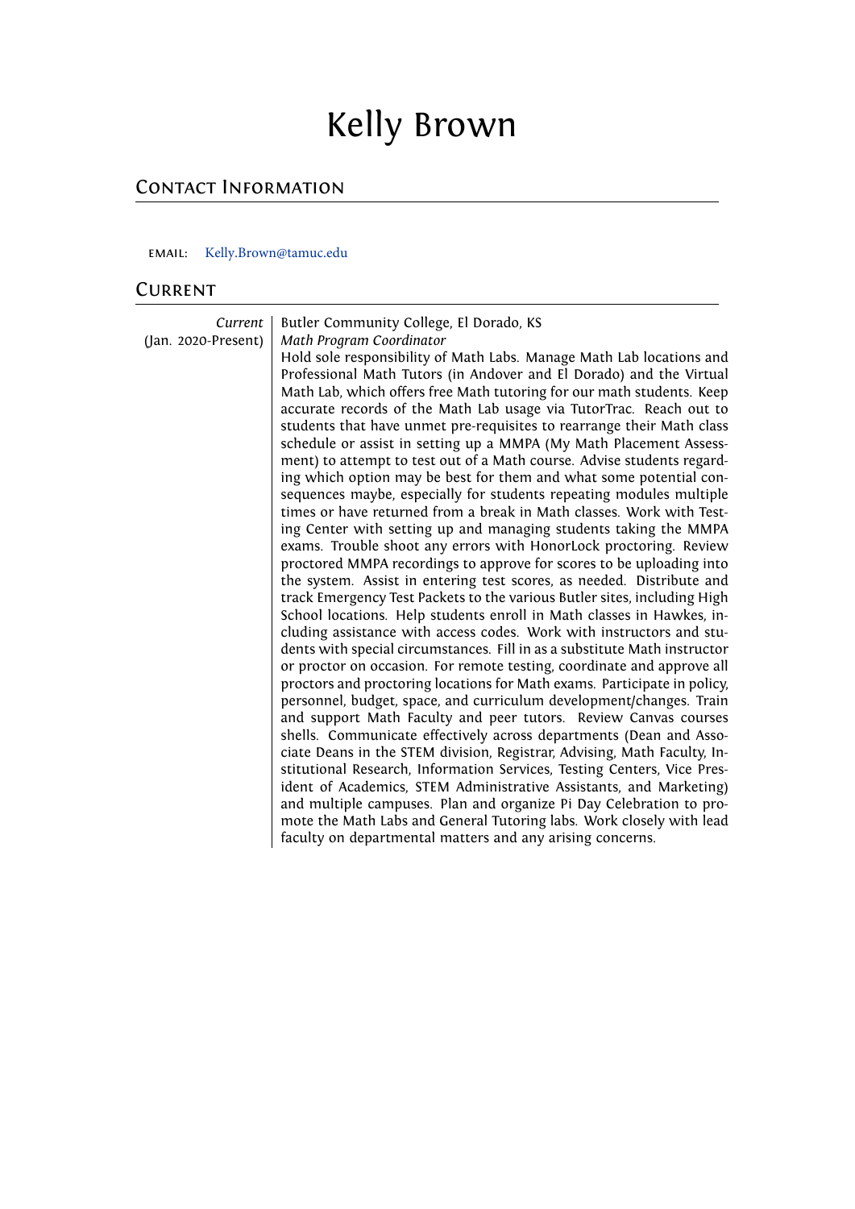# Kelly Brown

## Contact Information

EMAIL: Kelly.Brown@tamuc.edu

## Current

*Current* (Jan. 2020-Present)

Butler Community College, El Dorado, KS

*Math Program Coordinator*

Hold sole responsibility of Math Labs. Manage Math Lab locations and Professional Math Tutors (in Andover and El Dorado) and the Virtual Math Lab, which offers free Math tutoring for our math students. Keep accurate records of the Math Lab usage via TutorTrac. Reach out to students that have unmet pre-requisites to rearrange their Math class schedule or assist in setting up a MMPA (My Math Placement Assessment) to attempt to test out of a Math course. Advise students regarding which option may be best for them and what some potential consequences maybe, especially for students repeating modules multiple times or have returned from a break in Math classes. Work with Testing Center with setting up and managing students taking the MMPA exams. Trouble shoot any errors with HonorLock proctoring. Review proctored MMPA recordings to approve for scores to be uploading into the system. Assist in entering test scores, as needed. Distribute and track Emergency Test Packets to the various Butler sites, including High School locations. Help students enroll in Math classes in Hawkes, including assistance with access codes. Work with instructors and students with special circumstances. Fill in as a substitute Math instructor or proctor on occasion. For remote testing, coordinate and approve all proctors and proctoring locations for Math exams. Participate in policy, personnel, budget, space, and curriculum development/changes. Train and support Math Faculty and peer tutors. Review Canvas courses shells. Communicate effectively across departments (Dean and Associate Deans in the STEM division, Registrar, Advising, Math Faculty, Institutional Research, Information Services, Testing Centers, Vice President of Academics, STEM Administrative Assistants, and Marketing) and multiple campuses. Plan and organize Pi Day Celebration to promote the Math Labs and General Tutoring labs. Work closely with lead faculty on departmental matters and any arising concerns.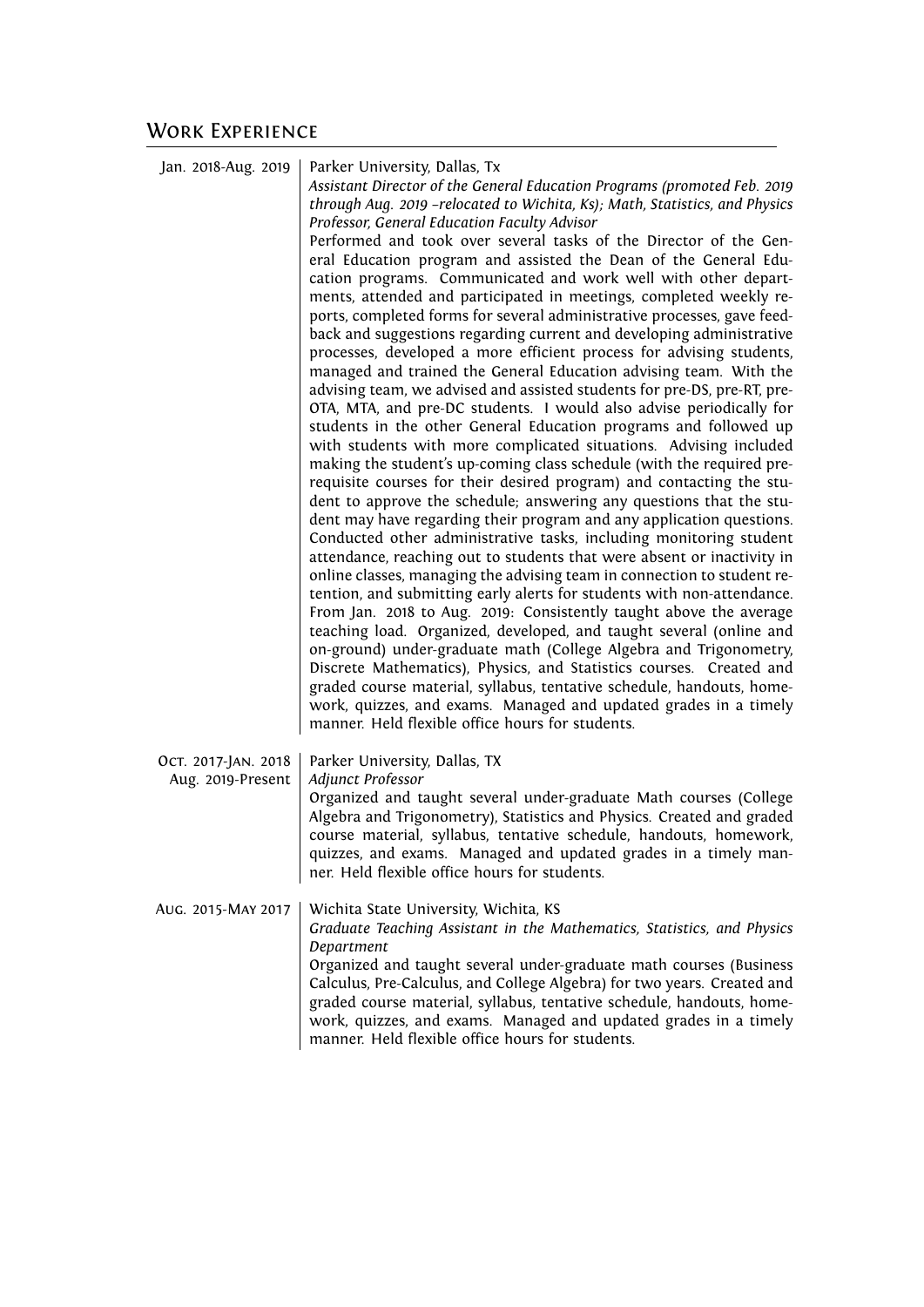## Work Experience

**Jan. 2018-Aug. 2019** | Parker University, Dallas, Tx

*Assistant Director of the General Education Programs (promoted Feb. 2019 through Aug. 2019 –relocated to Wichita, Ks); Math, Statistics, and Physics Professor, General Education Faculty Advisor*

Performed and took over several tasks of the Director of the General Education program and assisted the Dean of the General Education programs. Communicated and work well with other departments, attended and participated in meetings, completed weekly reports, completed forms for several administrative processes, gave feedback and suggestions regarding current and developing administrative processes, developed a more efficient process for advising students, managed and trained the General Education advising team. With the advising team, we advised and assisted students for pre-DS, pre-RT, pre-OTA, MTA, and pre-DC students. I would also advise periodically for students in the other General Education programs and followed up with students with more complicated situations. Advising included making the student's up-coming class schedule (with the required prerequisite courses for their desired program) and contacting the student to approve the schedule; answering any questions that the student may have regarding their program and any application questions. Conducted other administrative tasks, including monitoring student attendance, reaching out to students that were absent or inactivity in online classes, managing the advising team in connection to student retention, and submitting early alerts for students with non-attendance. From Jan. 2018 to Aug. 2019: Consistently taught above the average teaching load. Organized, developed, and taught several (online and on-ground) under-graduate math (College Algebra and Trigonometry, Discrete Mathematics), Physics, and Statistics courses. Created and graded course material, syllabus, tentative schedule, handouts, homework, quizzes, and exams. Managed and updated grades in a timely manner. Held flexible office hours for students.

**Oct. 2017-Jan. 2018, Aug. 2019-Present** | Parker University, Dallas, TX

*Adjunct Professor*

Organized and taught several under-graduate Math courses (College Algebra and Trigonometry), Statistics and Physics. Created and graded course material, syllabus, tentative schedule, handouts, homework, quizzes, and exams. Managed and updated grades in a timely manner. Held flexible office hours for students.

**Aug. 2015-May 2017** | Wichita State University, Wichita, KS

*Graduate Teaching Assistant in the Mathematics, Statistics, and Physics Department*

Organized and taught several under-graduate math courses (Business Calculus, Pre-Calculus, and College Algebra) for two years. Created and graded course material, syllabus, tentative schedule, handouts, homework, quizzes, and exams. Managed and updated grades in a timely manner. Held flexible office hours for students.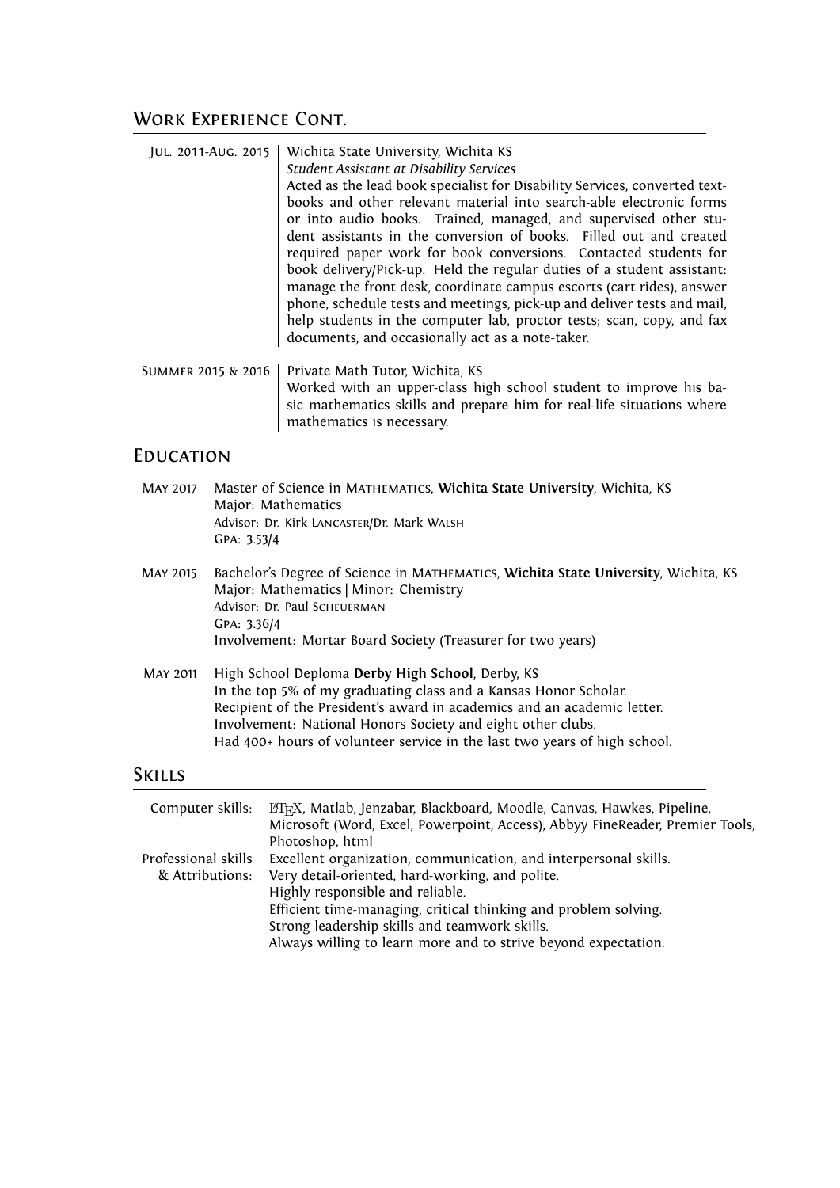## Work Experience Cont.

**Jul. 2011-Aug. 2015** | Wichita State University, Wichita KS
*Student Assistant at Disability Services*
Acted as the lead book specialist for Disability Services, converted textbooks and other relevant material into search-able electronic forms or into audio books. Trained, managed, and supervised other student assistants in the conversion of books. Filled out and created required paper work for book conversions. Contacted students for book delivery/Pick-up. Held the regular duties of a student assistant: manage the front desk, coordinate campus escorts (cart rides), answer phone, schedule tests and meetings, pick-up and deliver tests and mail, help students in the computer lab, proctor tests; scan, copy, and fax documents, and occasionally act as a note-taker.

**Summer 2015 & 2016** | Private Math Tutor, Wichita, KS
Worked with an upper-class high school student to improve his basic mathematics skills and prepare him for real-life situations where mathematics is necessary.

## Education

**May 2017** Master of Science in Mathematics, **Wichita State University**, Wichita, KS
Major: Mathematics
Advisor: Dr. Kirk Lancaster/Dr. Mark Walsh
Gpa: 3.53/4

**May 2015** Bachelor's Degree of Science in Mathematics, **Wichita State University**, Wichita, KS
Major: Mathematics | Minor: Chemistry
Advisor: Dr. Paul Scheuerman
Gpa: 3.36/4
Involvement: Mortar Board Society (Treasurer for two years)

**May 2011** High School Deploma **Derby High School**, Derby, KS
In the top 5% of my graduating class and a Kansas Honor Scholar.
Recipient of the President's award in academics and an academic letter.
Involvement: National Honors Society and eight other clubs.
Had 400+ hours of volunteer service in the last two years of high school.

## Skills

| | |
|---|---|
| Computer skills: | LaTeX, Matlab, Jenzabar, Blackboard, Moodle, Canvas, Hawkes, Pipeline, Microsoft (Word, Excel, Powerpoint, Access), Abbyy FineReader, Premier Tools, Photoshop, html |
| Professional skills & Attributions: | Excellent organization, communication, and interpersonal skills.<br>Very detail-oriented, hard-working, and polite.<br>Highly responsible and reliable.<br>Efficient time-managing, critical thinking and problem solving.<br>Strong leadership skills and teamwork skills.<br>Always willing to learn more and to strive beyond expectation. |